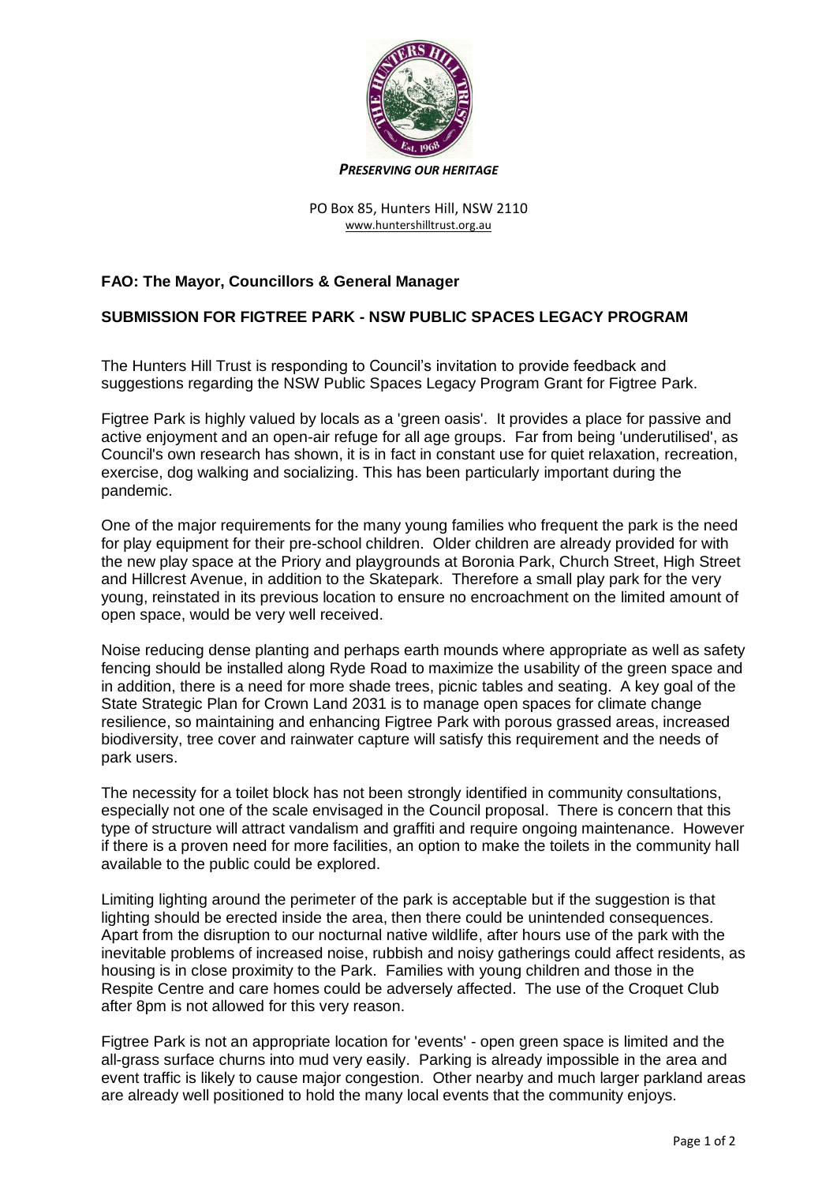*PRESERVING OUR HERITAGE*

PO Box 85, Hunters Hill, NSW 2110
www.huntershilltrust.org.au

**FAO: The Mayor, Councillors & General Manager**

**SUBMISSION FOR FIGTREE PARK - NSW PUBLIC SPACES LEGACY PROGRAM**

The Hunters Hill Trust is responding to Council's invitation to provide feedback and suggestions regarding the NSW Public Spaces Legacy Program Grant for Figtree Park.

Figtree Park is highly valued by locals as a 'green oasis'. It provides a place for passive and active enjoyment and an open-air refuge for all age groups. Far from being 'underutilised', as Council's own research has shown, it is in fact in constant use for quiet relaxation, recreation, exercise, dog walking and socializing. This has been particularly important during the pandemic.

One of the major requirements for the many young families who frequent the park is the need for play equipment for their pre-school children. Older children are already provided for with the new play space at the Priory and playgrounds at Boronia Park, Church Street, High Street and Hillcrest Avenue, in addition to the Skatepark. Therefore a small play park for the very young, reinstated in its previous location to ensure no encroachment on the limited amount of open space, would be very well received.

Noise reducing dense planting and perhaps earth mounds where appropriate as well as safety fencing should be installed along Ryde Road to maximize the usability of the green space and in addition, there is a need for more shade trees, picnic tables and seating. A key goal of the State Strategic Plan for Crown Land 2031 is to manage open spaces for climate change resilience, so maintaining and enhancing Figtree Park with porous grassed areas, increased biodiversity, tree cover and rainwater capture will satisfy this requirement and the needs of park users.

The necessity for a toilet block has not been strongly identified in community consultations, especially not one of the scale envisaged in the Council proposal. There is concern that this type of structure will attract vandalism and graffiti and require ongoing maintenance. However if there is a proven need for more facilities, an option to make the toilets in the community hall available to the public could be explored.

Limiting lighting around the perimeter of the park is acceptable but if the suggestion is that lighting should be erected inside the area, then there could be unintended consequences. Apart from the disruption to our nocturnal native wildlife, after hours use of the park with the inevitable problems of increased noise, rubbish and noisy gatherings could affect residents, as housing is in close proximity to the Park. Families with young children and those in the Respite Centre and care homes could be adversely affected. The use of the Croquet Club after 8pm is not allowed for this very reason.

Figtree Park is not an appropriate location for 'events' - open green space is limited and the all-grass surface churns into mud very easily. Parking is already impossible in the area and event traffic is likely to cause major congestion. Other nearby and much larger parkland areas are already well positioned to hold the many local events that the community enjoys.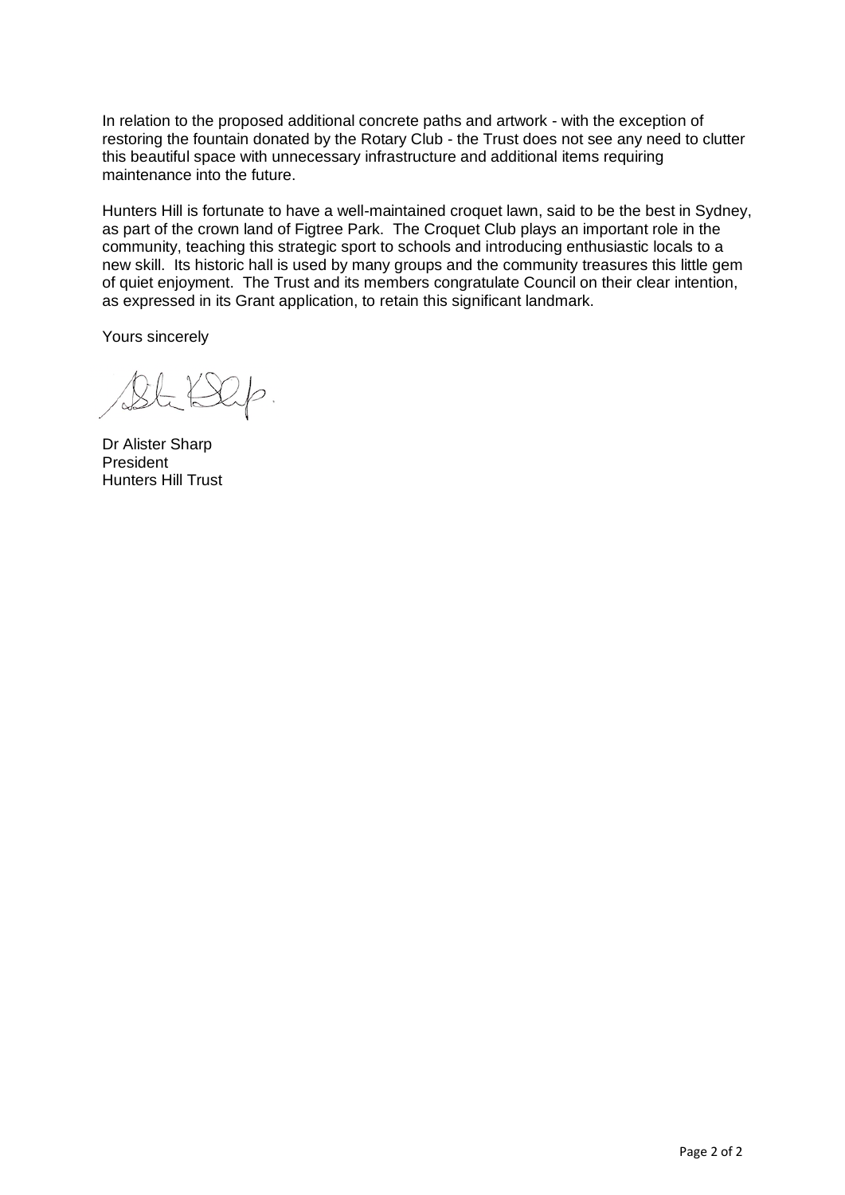In relation to the proposed additional concrete paths and artwork - with the exception of restoring the fountain donated by the Rotary Club - the Trust does not see any need to clutter this beautiful space with unnecessary infrastructure and additional items requiring maintenance into the future.

Hunters Hill is fortunate to have a well-maintained croquet lawn, said to be the best in Sydney, as part of the crown land of Figtree Park. The Croquet Club plays an important role in the community, teaching this strategic sport to schools and introducing enthusiastic locals to a new skill. Its historic hall is used by many groups and the community treasures this little gem of quiet enjoyment. The Trust and its members congratulate Council on their clear intention, as expressed in its Grant application, to retain this significant landmark.

Yours sincerely

Dr Alister Sharp
President
Hunters Hill Trust